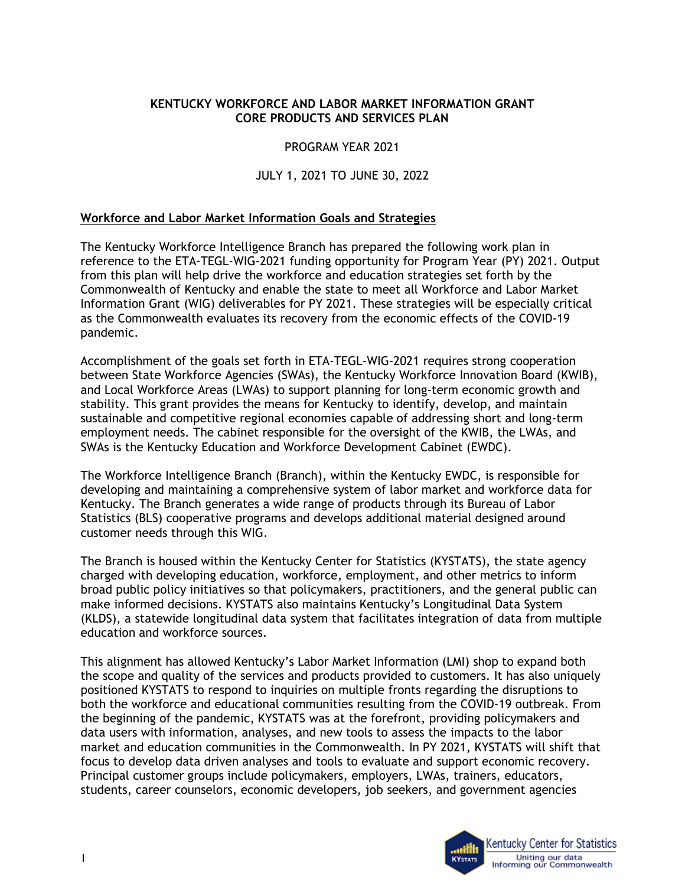**KENTUCKY WORKFORCE AND LABOR MARKET INFORMATION GRANT**
**CORE PRODUCTS AND SERVICES PLAN**

PROGRAM YEAR 2021

JULY 1, 2021 TO JUNE 30, 2022

## Workforce and Labor Market Information Goals and Strategies

The Kentucky Workforce Intelligence Branch has prepared the following work plan in reference to the ETA-TEGL-WIG-2021 funding opportunity for Program Year (PY) 2021. Output from this plan will help drive the workforce and education strategies set forth by the Commonwealth of Kentucky and enable the state to meet all Workforce and Labor Market Information Grant (WIG) deliverables for PY 2021. These strategies will be especially critical as the Commonwealth evaluates its recovery from the economic effects of the COVID-19 pandemic.

Accomplishment of the goals set forth in ETA-TEGL-WIG-2021 requires strong cooperation between State Workforce Agencies (SWAs), the Kentucky Workforce Innovation Board (KWIB), and Local Workforce Areas (LWAs) to support planning for long-term economic growth and stability. This grant provides the means for Kentucky to identify, develop, and maintain sustainable and competitive regional economies capable of addressing short and long-term employment needs. The cabinet responsible for the oversight of the KWIB, the LWAs, and SWAs is the Kentucky Education and Workforce Development Cabinet (EWDC).

The Workforce Intelligence Branch (Branch), within the Kentucky EWDC, is responsible for developing and maintaining a comprehensive system of labor market and workforce data for Kentucky. The Branch generates a wide range of products through its Bureau of Labor Statistics (BLS) cooperative programs and develops additional material designed around customer needs through this WIG.

The Branch is housed within the Kentucky Center for Statistics (KYSTATS), the state agency charged with developing education, workforce, employment, and other metrics to inform broad public policy initiatives so that policymakers, practitioners, and the general public can make informed decisions. KYSTATS also maintains Kentucky's Longitudinal Data System (KLDS), a statewide longitudinal data system that facilitates integration of data from multiple education and workforce sources.

This alignment has allowed Kentucky's Labor Market Information (LMI) shop to expand both the scope and quality of the services and products provided to customers. It has also uniquely positioned KYSTATS to respond to inquiries on multiple fronts regarding the disruptions to both the workforce and educational communities resulting from the COVID-19 outbreak. From the beginning of the pandemic, KYSTATS was at the forefront, providing policymakers and data users with information, analyses, and new tools to assess the impacts to the labor market and education communities in the Commonwealth. In PY 2021, KYSTATS will shift that focus to develop data driven analyses and tools to evaluate and support economic recovery. Principal customer groups include policymakers, employers, LWAs, trainers, educators, students, career counselors, economic developers, job seekers, and government agencies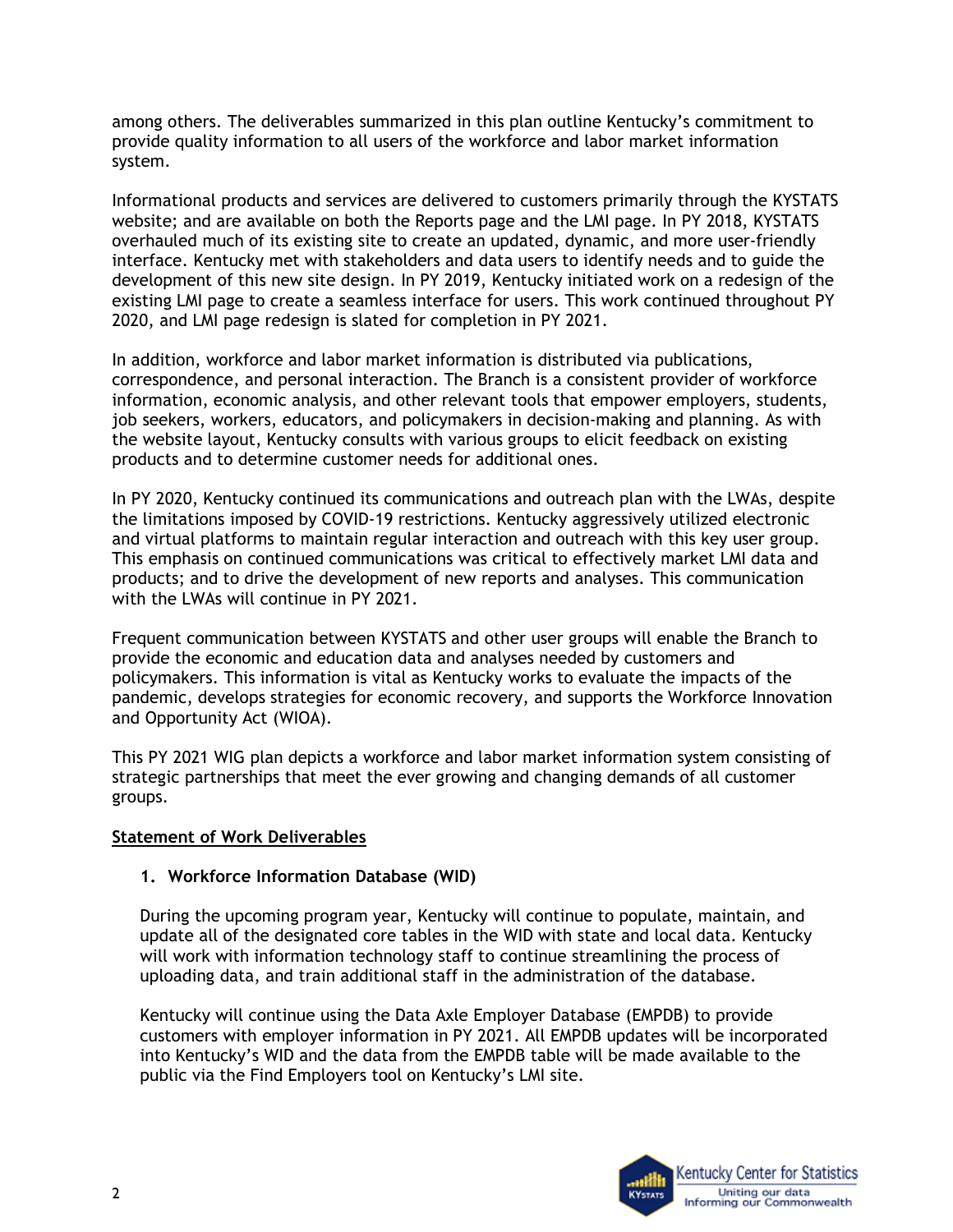among others. The deliverables summarized in this plan outline Kentucky's commitment to provide quality information to all users of the workforce and labor market information system.

Informational products and services are delivered to customers primarily through the KYSTATS website; and are available on both the Reports page and the LMI page. In PY 2018, KYSTATS overhauled much of its existing site to create an updated, dynamic, and more user-friendly interface. Kentucky met with stakeholders and data users to identify needs and to guide the development of this new site design. In PY 2019, Kentucky initiated work on a redesign of the existing LMI page to create a seamless interface for users. This work continued throughout PY 2020, and LMI page redesign is slated for completion in PY 2021.

In addition, workforce and labor market information is distributed via publications, correspondence, and personal interaction. The Branch is a consistent provider of workforce information, economic analysis, and other relevant tools that empower employers, students, job seekers, workers, educators, and policymakers in decision-making and planning. As with the website layout, Kentucky consults with various groups to elicit feedback on existing products and to determine customer needs for additional ones.

In PY 2020, Kentucky continued its communications and outreach plan with the LWAs, despite the limitations imposed by COVID-19 restrictions. Kentucky aggressively utilized electronic and virtual platforms to maintain regular interaction and outreach with this key user group. This emphasis on continued communications was critical to effectively market LMI data and products; and to drive the development of new reports and analyses. This communication with the LWAs will continue in PY 2021.

Frequent communication between KYSTATS and other user groups will enable the Branch to provide the economic and education data and analyses needed by customers and policymakers. This information is vital as Kentucky works to evaluate the impacts of the pandemic, develops strategies for economic recovery, and supports the Workforce Innovation and Opportunity Act (WIOA).

This PY 2021 WIG plan depicts a workforce and labor market information system consisting of strategic partnerships that meet the ever growing and changing demands of all customer groups.

## Statement of Work Deliverables

### 1. Workforce Information Database (WID)

During the upcoming program year, Kentucky will continue to populate, maintain, and update all of the designated core tables in the WID with state and local data. Kentucky will work with information technology staff to continue streamlining the process of uploading data, and train additional staff in the administration of the database.

Kentucky will continue using the Data Axle Employer Database (EMPDB) to provide customers with employer information in PY 2021. All EMPDB updates will be incorporated into Kentucky's WID and the data from the EMPDB table will be made available to the public via the Find Employers tool on Kentucky's LMI site.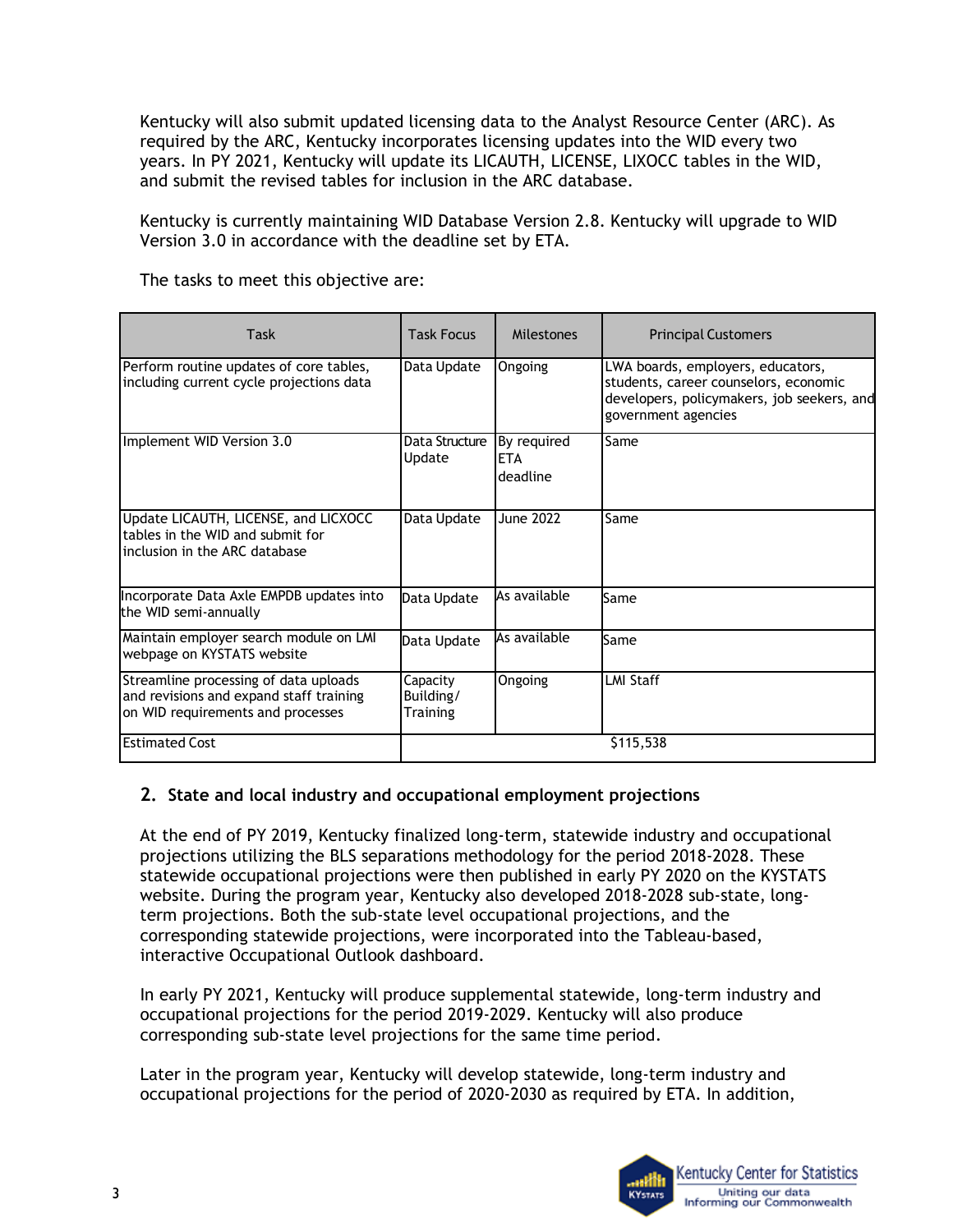Kentucky will also submit updated licensing data to the Analyst Resource Center (ARC). As required by the ARC, Kentucky incorporates licensing updates into the WID every two years. In PY 2021, Kentucky will update its LICAUTH, LICENSE, LIXOCC tables in the WID, and submit the revised tables for inclusion in the ARC database.

Kentucky is currently maintaining WID Database Version 2.8. Kentucky will upgrade to WID Version 3.0 in accordance with the deadline set by ETA.

The tasks to meet this objective are:

| Task | Task Focus | Milestones | Principal Customers |
|---|---|---|---|
| Perform routine updates of core tables, including current cycle projections data | Data Update | Ongoing | LWA boards, employers, educators, students, career counselors, economic developers, policymakers, job seekers, and government agencies |
| Implement WID Version 3.0 | Data Structure Update | By required ETA deadline | Same |
| Update LICAUTH, LICENSE, and LICXOCC tables in the WID and submit for inclusion in the ARC database | Data Update | June 2022 | Same |
| Incorporate Data Axle EMPDB updates into the WID semi-annually | Data Update | As available | Same |
| Maintain employer search module on LMI webpage on KYSTATS website | Data Update | As available | Same |
| Streamline processing of data uploads and revisions and expand staff training on WID requirements and processes | Capacity Building/ Training | Ongoing | LMI Staff |
| Estimated Cost | $115,538 | | |

## 2. State and local industry and occupational employment projections

At the end of PY 2019, Kentucky finalized long-term, statewide industry and occupational projections utilizing the BLS separations methodology for the period 2018-2028. These statewide occupational projections were then published in early PY 2020 on the KYSTATS website. During the program year, Kentucky also developed 2018-2028 sub-state, long-term projections. Both the sub-state level occupational projections, and the corresponding statewide projections, were incorporated into the Tableau-based, interactive Occupational Outlook dashboard.

In early PY 2021, Kentucky will produce supplemental statewide, long-term industry and occupational projections for the period 2019-2029. Kentucky will also produce corresponding sub-state level projections for the same time period.

Later in the program year, Kentucky will develop statewide, long-term industry and occupational projections for the period of 2020-2030 as required by ETA. In addition,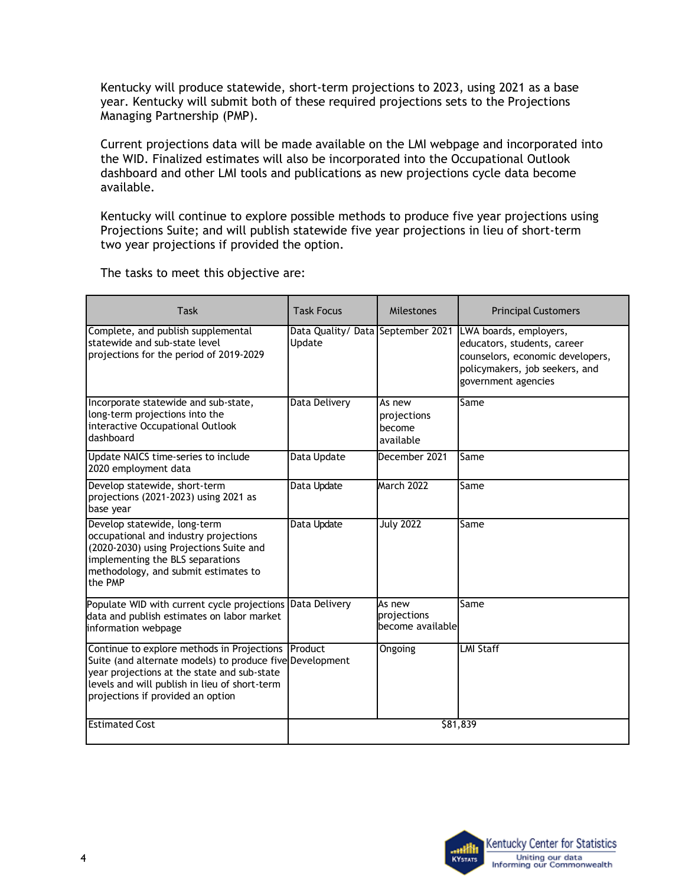Kentucky will produce statewide, short-term projections to 2023, using 2021 as a base year. Kentucky will submit both of these required projections sets to the Projections Managing Partnership (PMP).

Current projections data will be made available on the LMI webpage and incorporated into the WID. Finalized estimates will also be incorporated into the Occupational Outlook dashboard and other LMI tools and publications as new projections cycle data become available.

Kentucky will continue to explore possible methods to produce five year projections using Projections Suite; and will publish statewide five year projections in lieu of short-term two year projections if provided the option.

The tasks to meet this objective are:

| Task | Task Focus | Milestones | Principal Customers |
|---|---|---|---|
| Complete, and publish supplemental statewide and sub-state level projections for the period of 2019-2029 | Data Quality/ Data Update | September 2021 | LWA boards, employers, educators, students, career counselors, economic developers, policymakers, job seekers, and government agencies |
| Incorporate statewide and sub-state, long-term projections into the interactive Occupational Outlook dashboard | Data Delivery | As new projections become available | Same |
| Update NAICS time-series to include 2020 employment data | Data Update | December 2021 | Same |
| Develop statewide, short-term projections (2021-2023) using 2021 as base year | Data Update | March 2022 | Same |
| Develop statewide, long-term occupational and industry projections (2020-2030) using Projections Suite and implementing the BLS separations methodology, and submit estimates to the PMP | Data Update | July 2022 | Same |
| Populate WID with current cycle projections data and publish estimates on labor market information webpage | Data Delivery | As new projections become available | Same |
| Continue to explore methods in Projections Suite (and alternate models) to produce five year projections at the state and sub-state levels and will publish in lieu of short-term projections if provided an option | Product Development | Ongoing | LMI Staff |
| Estimated Cost | $81,839 | | |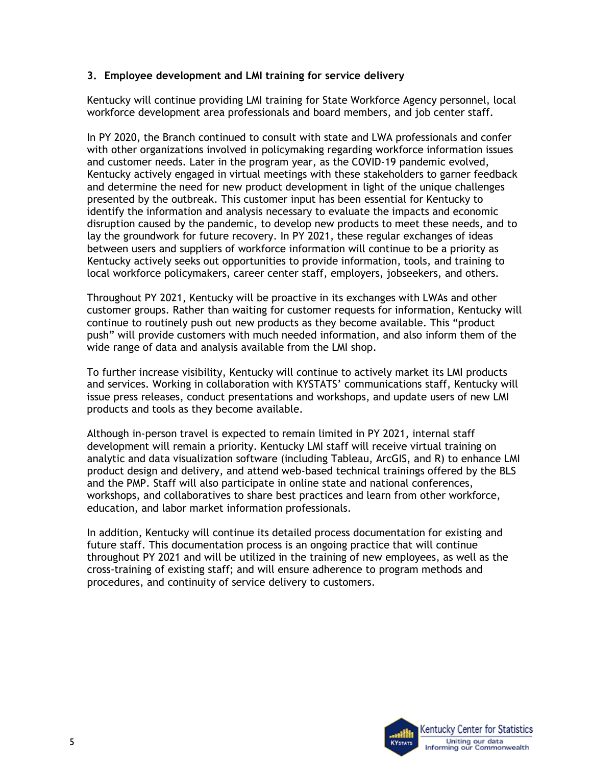### 3. Employee development and LMI training for service delivery

Kentucky will continue providing LMI training for State Workforce Agency personnel, local workforce development area professionals and board members, and job center staff.

In PY 2020, the Branch continued to consult with state and LWA professionals and confer with other organizations involved in policymaking regarding workforce information issues and customer needs. Later in the program year, as the COVID-19 pandemic evolved, Kentucky actively engaged in virtual meetings with these stakeholders to garner feedback and determine the need for new product development in light of the unique challenges presented by the outbreak. This customer input has been essential for Kentucky to identify the information and analysis necessary to evaluate the impacts and economic disruption caused by the pandemic, to develop new products to meet these needs, and to lay the groundwork for future recovery. In PY 2021, these regular exchanges of ideas between users and suppliers of workforce information will continue to be a priority as Kentucky actively seeks out opportunities to provide information, tools, and training to local workforce policymakers, career center staff, employers, jobseekers, and others.

Throughout PY 2021, Kentucky will be proactive in its exchanges with LWAs and other customer groups. Rather than waiting for customer requests for information, Kentucky will continue to routinely push out new products as they become available. This "product push" will provide customers with much needed information, and also inform them of the wide range of data and analysis available from the LMI shop.

To further increase visibility, Kentucky will continue to actively market its LMI products and services. Working in collaboration with KYSTATS' communications staff, Kentucky will issue press releases, conduct presentations and workshops, and update users of new LMI products and tools as they become available.

Although in-person travel is expected to remain limited in PY 2021, internal staff development will remain a priority. Kentucky LMI staff will receive virtual training on analytic and data visualization software (including Tableau, ArcGIS, and R) to enhance LMI product design and delivery, and attend web-based technical trainings offered by the BLS and the PMP. Staff will also participate in online state and national conferences, workshops, and collaboratives to share best practices and learn from other workforce, education, and labor market information professionals.

In addition, Kentucky will continue its detailed process documentation for existing and future staff. This documentation process is an ongoing practice that will continue throughout PY 2021 and will be utilized in the training of new employees, as well as the cross-training of existing staff; and will ensure adherence to program methods and procedures, and continuity of service delivery to customers.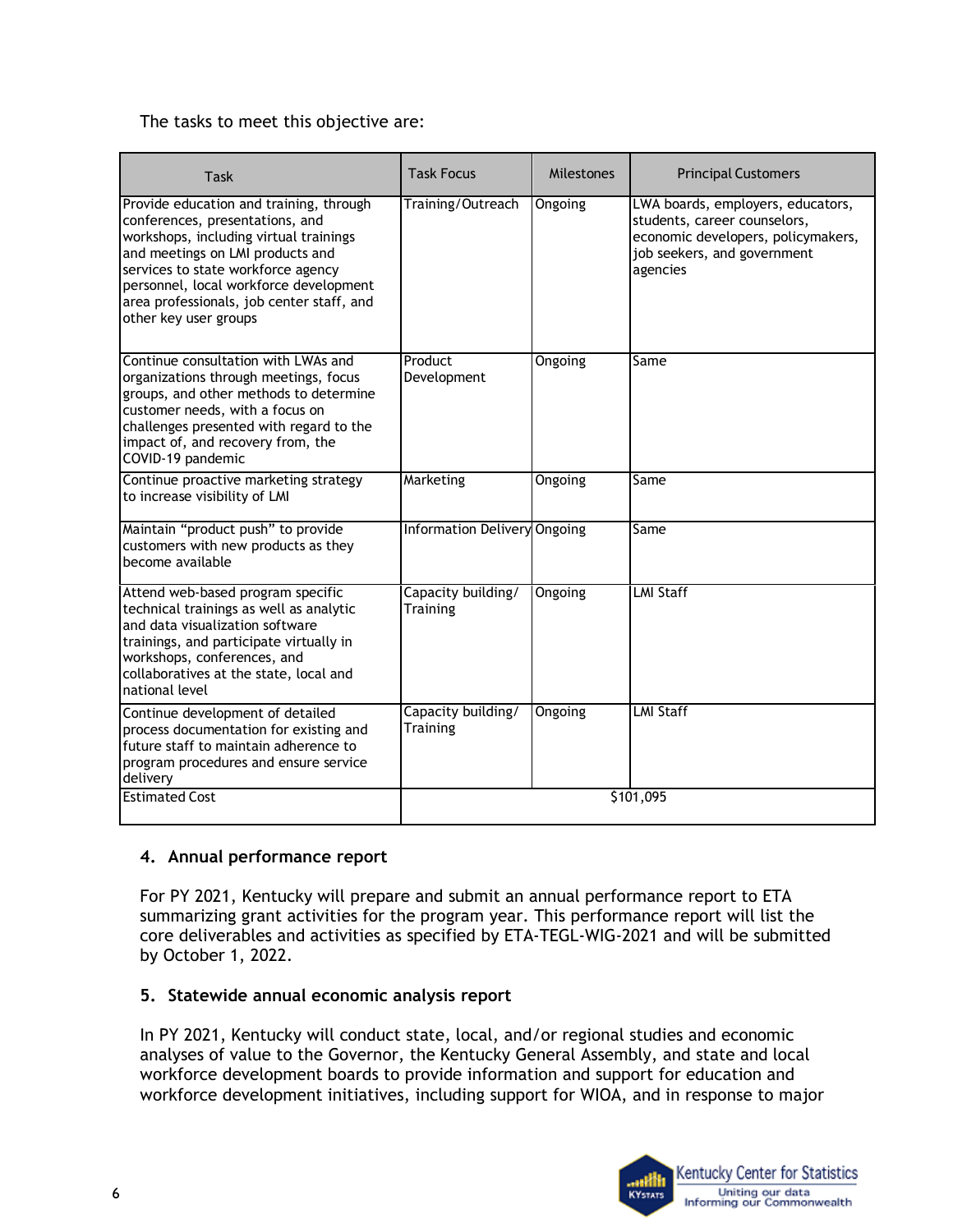The tasks to meet this objective are:

| Task | Task Focus | Milestones | Principal Customers |
|---|---|---|---|
| Provide education and training, through conferences, presentations, and workshops, including virtual trainings and meetings on LMI products and services to state workforce agency personnel, local workforce development area professionals, job center staff, and other key user groups | Training/Outreach | Ongoing | LWA boards, employers, educators, students, career counselors, economic developers, policymakers, job seekers, and government agencies |
| Continue consultation with LWAs and organizations through meetings, focus groups, and other methods to determine customer needs, with a focus on challenges presented with regard to the impact of, and recovery from, the COVID-19 pandemic | Product Development | Ongoing | Same |
| Continue proactive marketing strategy to increase visibility of LMI | Marketing | Ongoing | Same |
| Maintain "product push" to provide customers with new products as they become available | Information Delivery | Ongoing | Same |
| Attend web-based program specific technical trainings as well as analytic and data visualization software trainings, and participate virtually in workshops, conferences, and collaboratives at the state, local and national level | Capacity building/ Training | Ongoing | LMI Staff |
| Continue development of detailed process documentation for existing and future staff to maintain adherence to program procedures and ensure service delivery | Capacity building/ Training | Ongoing | LMI Staff |
| Estimated Cost | $101,095 | | |

## 4. Annual performance report

For PY 2021, Kentucky will prepare and submit an annual performance report to ETA summarizing grant activities for the program year. This performance report will list the core deliverables and activities as specified by ETA-TEGL-WIG-2021 and will be submitted by October 1, 2022.

## 5. Statewide annual economic analysis report

In PY 2021, Kentucky will conduct state, local, and/or regional studies and economic analyses of value to the Governor, the Kentucky General Assembly, and state and local workforce development boards to provide information and support for education and workforce development initiatives, including support for WIOA, and in response to major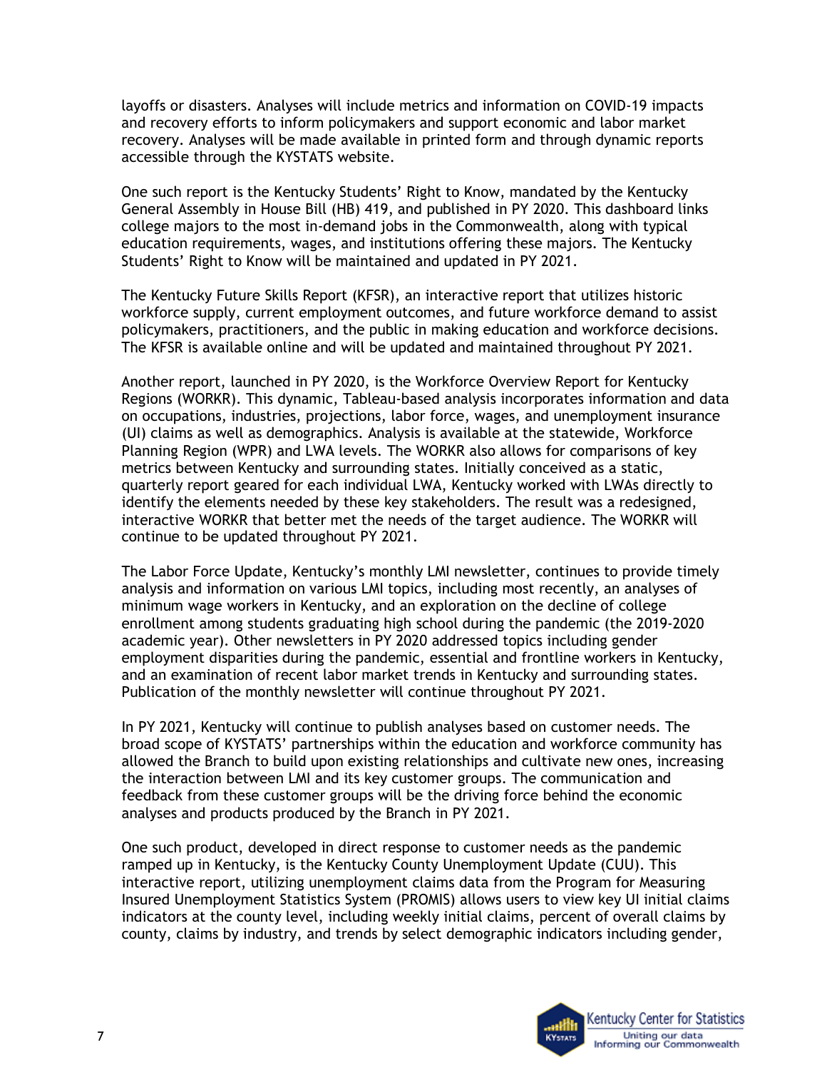layoffs or disasters. Analyses will include metrics and information on COVID-19 impacts and recovery efforts to inform policymakers and support economic and labor market recovery. Analyses will be made available in printed form and through dynamic reports accessible through the KYSTATS website.

One such report is the Kentucky Students' Right to Know, mandated by the Kentucky General Assembly in House Bill (HB) 419, and published in PY 2020. This dashboard links college majors to the most in-demand jobs in the Commonwealth, along with typical education requirements, wages, and institutions offering these majors. The Kentucky Students' Right to Know will be maintained and updated in PY 2021.

The Kentucky Future Skills Report (KFSR), an interactive report that utilizes historic workforce supply, current employment outcomes, and future workforce demand to assist policymakers, practitioners, and the public in making education and workforce decisions. The KFSR is available online and will be updated and maintained throughout PY 2021.

Another report, launched in PY 2020, is the Workforce Overview Report for Kentucky Regions (WORKR). This dynamic, Tableau-based analysis incorporates information and data on occupations, industries, projections, labor force, wages, and unemployment insurance (UI) claims as well as demographics. Analysis is available at the statewide, Workforce Planning Region (WPR) and LWA levels. The WORKR also allows for comparisons of key metrics between Kentucky and surrounding states. Initially conceived as a static, quarterly report geared for each individual LWA, Kentucky worked with LWAs directly to identify the elements needed by these key stakeholders. The result was a redesigned, interactive WORKR that better met the needs of the target audience. The WORKR will continue to be updated throughout PY 2021.

The Labor Force Update, Kentucky's monthly LMI newsletter, continues to provide timely analysis and information on various LMI topics, including most recently, an analyses of minimum wage workers in Kentucky, and an exploration on the decline of college enrollment among students graduating high school during the pandemic (the 2019-2020 academic year). Other newsletters in PY 2020 addressed topics including gender employment disparities during the pandemic, essential and frontline workers in Kentucky, and an examination of recent labor market trends in Kentucky and surrounding states. Publication of the monthly newsletter will continue throughout PY 2021.

In PY 2021, Kentucky will continue to publish analyses based on customer needs. The broad scope of KYSTATS' partnerships within the education and workforce community has allowed the Branch to build upon existing relationships and cultivate new ones, increasing the interaction between LMI and its key customer groups. The communication and feedback from these customer groups will be the driving force behind the economic analyses and products produced by the Branch in PY 2021.

One such product, developed in direct response to customer needs as the pandemic ramped up in Kentucky, is the Kentucky County Unemployment Update (CUU). This interactive report, utilizing unemployment claims data from the Program for Measuring Insured Unemployment Statistics System (PROMIS) allows users to view key UI initial claims indicators at the county level, including weekly initial claims, percent of overall claims by county, claims by industry, and trends by select demographic indicators including gender,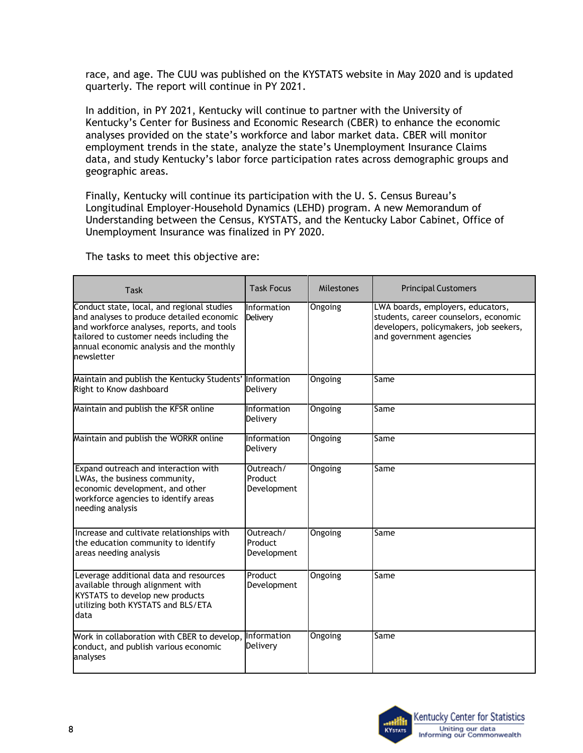race, and age. The CUU was published on the KYSTATS website in May 2020 and is updated quarterly. The report will continue in PY 2021.

In addition, in PY 2021, Kentucky will continue to partner with the University of Kentucky's Center for Business and Economic Research (CBER) to enhance the economic analyses provided on the state's workforce and labor market data. CBER will monitor employment trends in the state, analyze the state's Unemployment Insurance Claims data, and study Kentucky's labor force participation rates across demographic groups and geographic areas.

Finally, Kentucky will continue its participation with the U. S. Census Bureau's Longitudinal Employer-Household Dynamics (LEHD) program. A new Memorandum of Understanding between the Census, KYSTATS, and the Kentucky Labor Cabinet, Office of Unemployment Insurance was finalized in PY 2020.

The tasks to meet this objective are:

| Task | Task Focus | Milestones | Principal Customers |
|---|---|---|---|
| Conduct state, local, and regional studies and analyses to produce detailed economic and workforce analyses, reports, and tools tailored to customer needs including the annual economic analysis and the monthly newsletter | Information Delivery | Ongoing | LWA boards, employers, educators, students, career counselors, economic developers, policymakers, job seekers, and government agencies |
| Maintain and publish the Kentucky Students' Right to Know dashboard | Information Delivery | Ongoing | Same |
| Maintain and publish the KFSR online | Information Delivery | Ongoing | Same |
| Maintain and publish the WORKR online | Information Delivery | Ongoing | Same |
| Expand outreach and interaction with LWAs, the business community, economic development, and other workforce agencies to identify areas needing analysis | Outreach/ Product Development | Ongoing | Same |
| Increase and cultivate relationships with the education community to identify areas needing analysis | Outreach/ Product Development | Ongoing | Same |
| Leverage additional data and resources available through alignment with KYSTATS to develop new products utilizing both KYSTATS and BLS/ETA data | Product Development | Ongoing | Same |
| Work in collaboration with CBER to develop, conduct, and publish various economic analyses | Information Delivery | Ongoing | Same |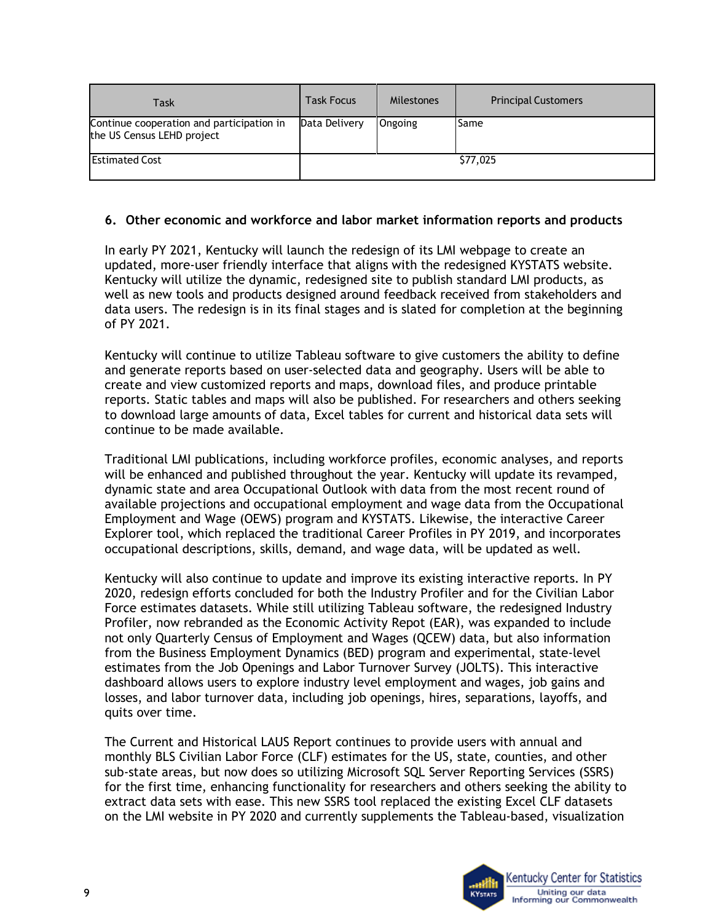| Task | Task Focus | Milestones | Principal Customers |
| --- | --- | --- | --- |
| Continue cooperation and participation in the US Census LEHD project | Data Delivery | Ongoing | Same |
| Estimated Cost | | $77,025 | |

**6. Other economic and workforce and labor market information reports and products**

In early PY 2021, Kentucky will launch the redesign of its LMI webpage to create an updated, more-user friendly interface that aligns with the redesigned KYSTATS website. Kentucky will utilize the dynamic, redesigned site to publish standard LMI products, as well as new tools and products designed around feedback received from stakeholders and data users. The redesign is in its final stages and is slated for completion at the beginning of PY 2021.

Kentucky will continue to utilize Tableau software to give customers the ability to define and generate reports based on user-selected data and geography. Users will be able to create and view customized reports and maps, download files, and produce printable reports. Static tables and maps will also be published. For researchers and others seeking to download large amounts of data, Excel tables for current and historical data sets will continue to be made available.

Traditional LMI publications, including workforce profiles, economic analyses, and reports will be enhanced and published throughout the year. Kentucky will update its revamped, dynamic state and area Occupational Outlook with data from the most recent round of available projections and occupational employment and wage data from the Occupational Employment and Wage (OEWS) program and KYSTATS. Likewise, the interactive Career Explorer tool, which replaced the traditional Career Profiles in PY 2019, and incorporates occupational descriptions, skills, demand, and wage data, will be updated as well.

Kentucky will also continue to update and improve its existing interactive reports. In PY 2020, redesign efforts concluded for both the Industry Profiler and for the Civilian Labor Force estimates datasets. While still utilizing Tableau software, the redesigned Industry Profiler, now rebranded as the Economic Activity Repot (EAR), was expanded to include not only Quarterly Census of Employment and Wages (QCEW) data, but also information from the Business Employment Dynamics (BED) program and experimental, state-level estimates from the Job Openings and Labor Turnover Survey (JOLTS). This interactive dashboard allows users to explore industry level employment and wages, job gains and losses, and labor turnover data, including job openings, hires, separations, layoffs, and quits over time.

The Current and Historical LAUS Report continues to provide users with annual and monthly BLS Civilian Labor Force (CLF) estimates for the US, state, counties, and other sub-state areas, but now does so utilizing Microsoft SQL Server Reporting Services (SSRS) for the first time, enhancing functionality for researchers and others seeking the ability to extract data sets with ease. This new SSRS tool replaced the existing Excel CLF datasets on the LMI website in PY 2020 and currently supplements the Tableau-based, visualization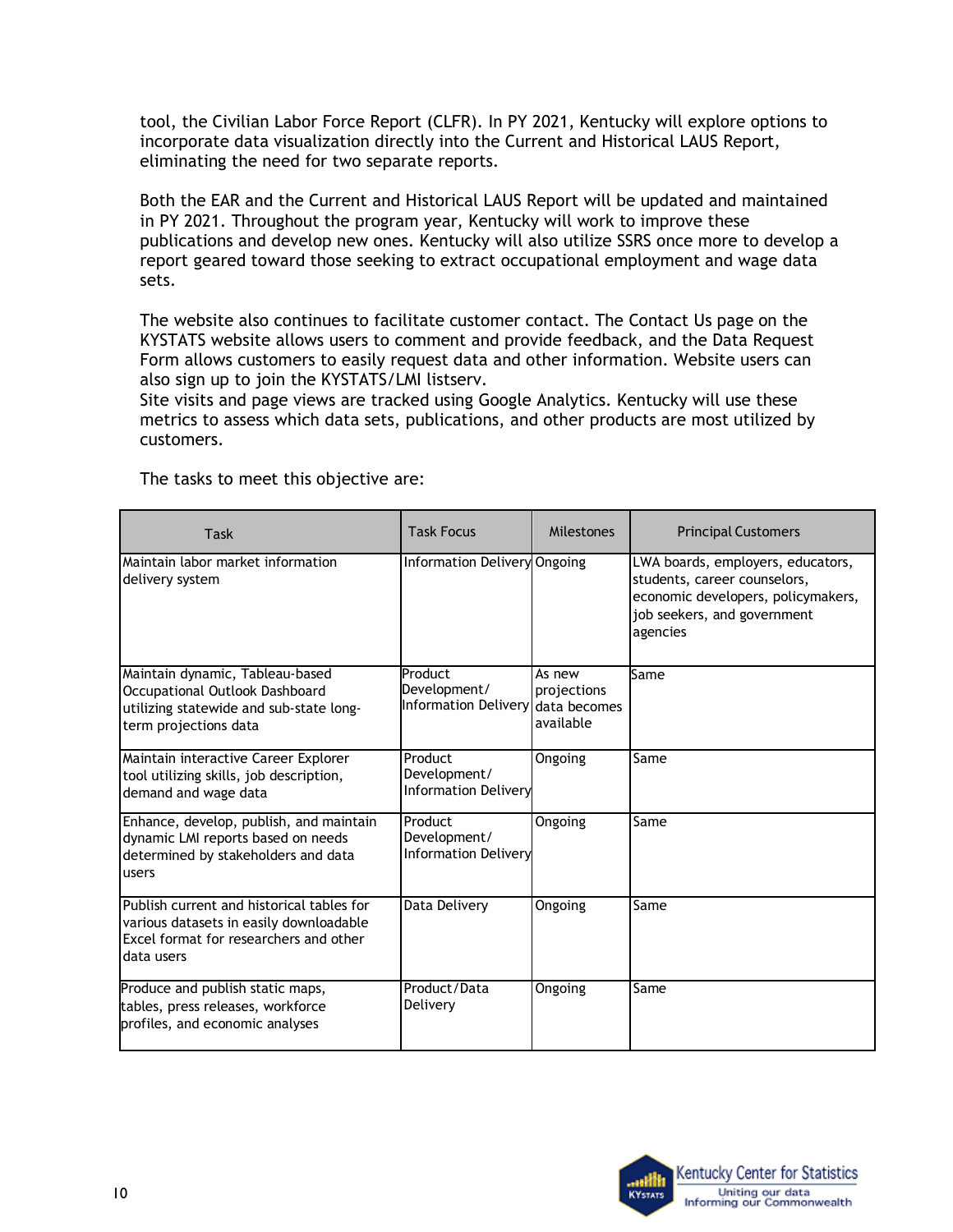tool, the Civilian Labor Force Report (CLFR). In PY 2021, Kentucky will explore options to incorporate data visualization directly into the Current and Historical LAUS Report, eliminating the need for two separate reports.

Both the EAR and the Current and Historical LAUS Report will be updated and maintained in PY 2021. Throughout the program year, Kentucky will work to improve these publications and develop new ones. Kentucky will also utilize SSRS once more to develop a report geared toward those seeking to extract occupational employment and wage data sets.

The website also continues to facilitate customer contact. The Contact Us page on the KYSTATS website allows users to comment and provide feedback, and the Data Request Form allows customers to easily request data and other information. Website users can also sign up to join the KYSTATS/LMI listserv.
Site visits and page views are tracked using Google Analytics. Kentucky will use these metrics to assess which data sets, publications, and other products are most utilized by customers.

The tasks to meet this objective are:

| Task | Task Focus | Milestones | Principal Customers |
|---|---|---|---|
| Maintain labor market information delivery system | Information Delivery | Ongoing | LWA boards, employers, educators, students, career counselors, economic developers, policymakers, job seekers, and government agencies |
| Maintain dynamic, Tableau-based Occupational Outlook Dashboard utilizing statewide and sub-state long-term projections data | Product Development/ Information Delivery | As new projections data becomes available | Same |
| Maintain interactive Career Explorer tool utilizing skills, job description, demand and wage data | Product Development/ Information Delivery | Ongoing | Same |
| Enhance, develop, publish, and maintain dynamic LMI reports based on needs determined by stakeholders and data users | Product Development/ Information Delivery | Ongoing | Same |
| Publish current and historical tables for various datasets in easily downloadable Excel format for researchers and other data users | Data Delivery | Ongoing | Same |
| Produce and publish static maps, tables, press releases, workforce profiles, and economic analyses | Product/Data Delivery | Ongoing | Same |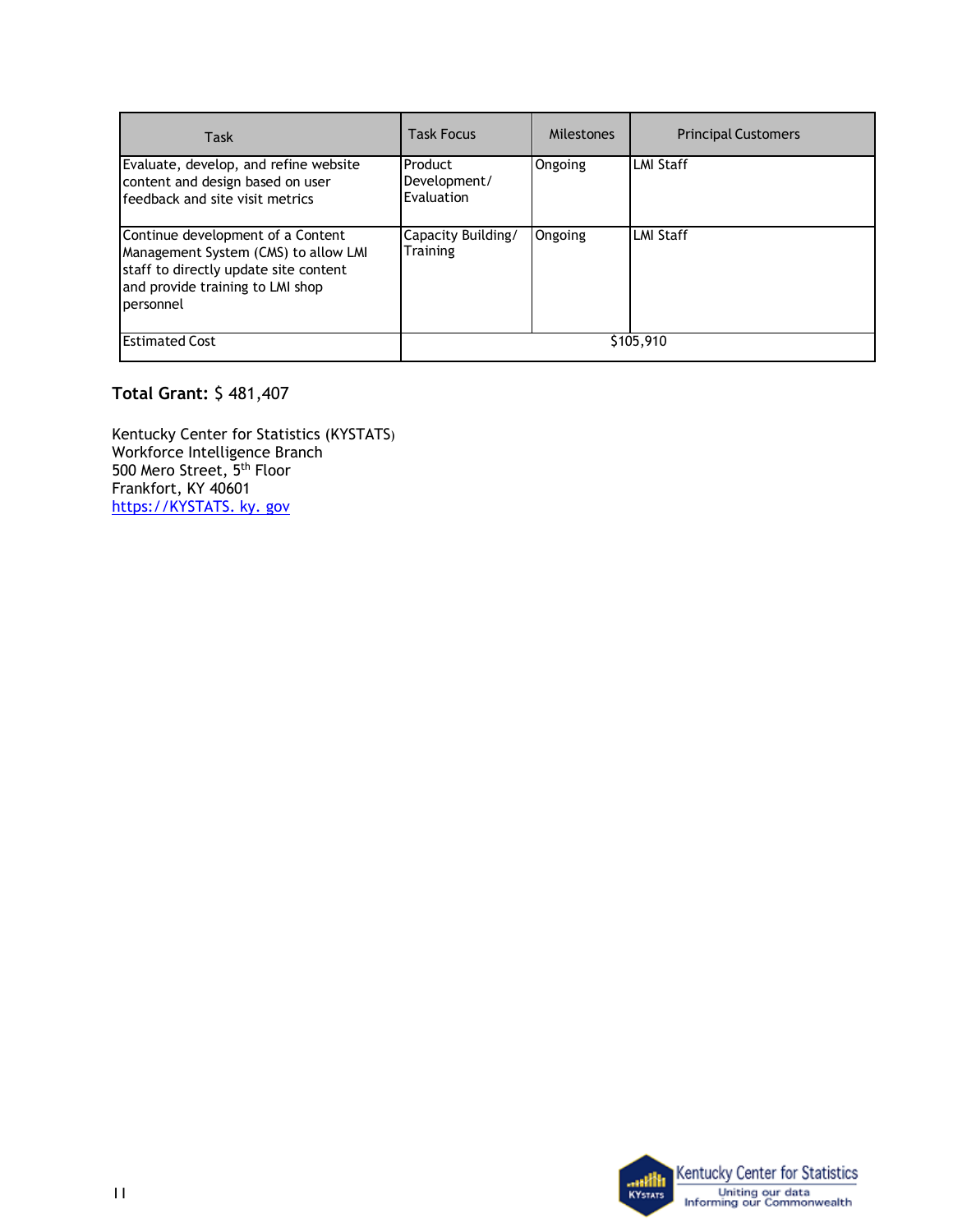| Task | Task Focus | Milestones | Principal Customers |
| --- | --- | --- | --- |
| Evaluate, develop, and refine website content and design based on user feedback and site visit metrics | Product Development/ Evaluation | Ongoing | LMI Staff |
| Continue development of a Content Management System (CMS) to allow LMI staff to directly update site content and provide training to LMI shop personnel | Capacity Building/ Training | Ongoing | LMI Staff |
| Estimated Cost | $105,910 | | |

**Total Grant:** $ 481,407

Kentucky Center for Statistics (KYSTATS)
Workforce Intelligence Branch
500 Mero Street, 5th Floor
Frankfort, KY 40601
https://KYSTATS. ky. gov

Kentucky Center for Statistics
Uniting our data
Informing our Commonwealth